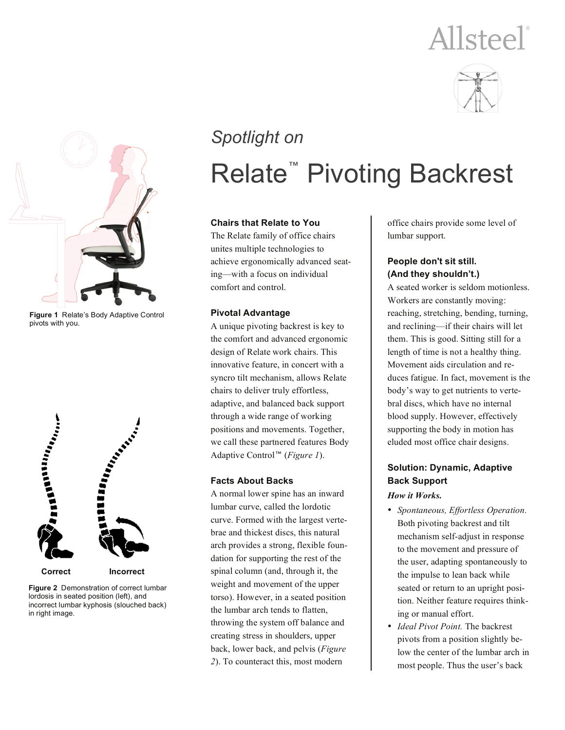Allsteel

Figure 1 Relate's Body Adaptive Control pivots with you.

Correct Incorrect

Figure 2 Demonstration of correct lumbar lordosis in seated position (left), and incorrect lumbar kyphosis (slouched back) in right image.

*Spotlight on*

# Relate™ Pivoting Backrest

### Chairs that Relate to You

The Relate family of office chairs unites multiple technologies to achieve ergonomically advanced seating—with a focus on individual comfort and control.

### Pivotal Advantage

A unique pivoting backrest is key to the comfort and advanced ergonomic design of Relate work chairs. This innovative feature, in concert with a syncro tilt mechanism, allows Relate chairs to deliver truly effortless, adaptive, and balanced back support through a wide range of working positions and movements. Together, we call these partnered features Body Adaptive Control™ (*Figure 1*).

### Facts About Backs

A normal lower spine has an inward lumbar curve, called the lordotic curve. Formed with the largest vertebrae and thickest discs, this natural arch provides a strong, flexible foundation for supporting the rest of the spinal column (and, through it, the weight and movement of the upper torso). However, in a seated position the lumbar arch tends to flatten, throwing the system off balance and creating stress in shoulders, upper back, lower back, and pelvis (*Figure 2*). To counteract this, most modern office chairs provide some level of lumbar support.

### People don't sit still. (And they shouldn't.)

A seated worker is seldom motionless. Workers are constantly moving: reaching, stretching, bending, turning, and reclining—if their chairs will let them. This is good. Sitting still for a length of time is not a healthy thing. Movement aids circulation and reduces fatigue. In fact, movement is the body's way to get nutrients to vertebral discs, which have no internal blood supply. However, effectively supporting the body in motion has eluded most office chair designs.

### Solution: Dynamic, Adaptive Back Support

***How it Works.***

- *Spontaneous, Effortless Operation.* Both pivoting backrest and tilt mechanism self-adjust in response to the movement and pressure of the user, adapting spontaneously to the impulse to lean back while seated or return to an upright position. Neither feature requires thinking or manual effort.
- *Ideal Pivot Point.* The backrest pivots from a position slightly below the center of the lumbar arch in most people. Thus the user's back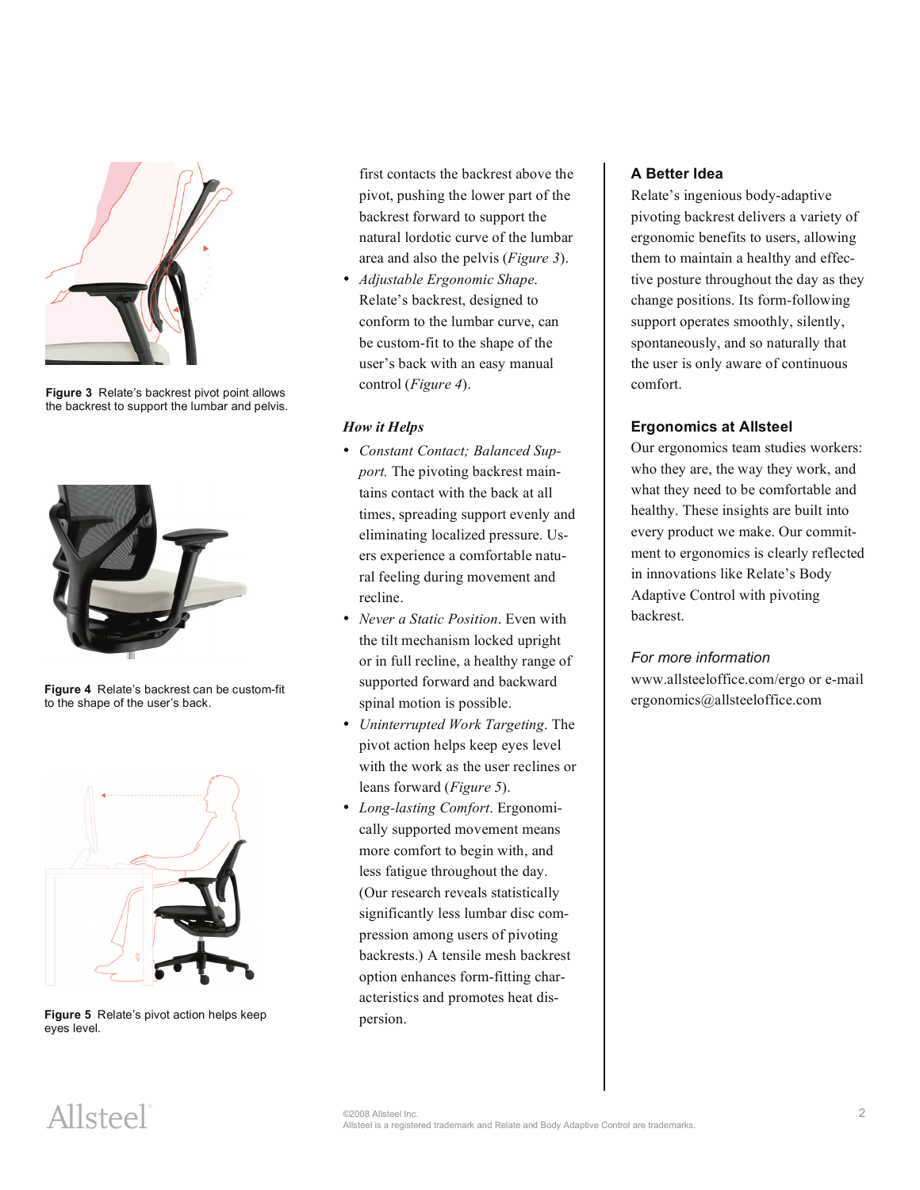Figure 3 Relate's backrest pivot point allows the backrest to support the lumbar and pelvis.

Figure 4 Relate's backrest can be custom-fit to the shape of the user's back.

Figure 5 Relate's pivot action helps keep eyes level.

first contacts the backrest above the pivot, pushing the lower part of the backrest forward to support the natural lordotic curve of the lumbar area and also the pelvis (*Figure 3*).

- *Adjustable Ergonomic Shape*. Relate's backrest, designed to conform to the lumbar curve, can be custom-fit to the shape of the user's back with an easy manual control (*Figure 4*).

### *How it Helps*

- *Constant Contact; Balanced Support.* The pivoting backrest maintains contact with the back at all times, spreading support evenly and eliminating localized pressure. Users experience a comfortable natural feeling during movement and recline.
- *Never a Static Position*. Even with the tilt mechanism locked upright or in full recline, a healthy range of supported forward and backward spinal motion is possible.
- *Uninterrupted Work Targeting*. The pivot action helps keep eyes level with the work as the user reclines or leans forward (*Figure 5*).
- *Long-lasting Comfort*. Ergonomically supported movement means more comfort to begin with, and less fatigue throughout the day. (Our research reveals statistically significantly less lumbar disc compression among users of pivoting backrests.) A tensile mesh backrest option enhances form-fitting characteristics and promotes heat dispersion.

## A Better Idea

Relate's ingenious body-adaptive pivoting backrest delivers a variety of ergonomic benefits to users, allowing them to maintain a healthy and effective posture throughout the day as they change positions. Its form-following support operates smoothly, silently, spontaneously, and so naturally that the user is only aware of continuous comfort.

## Ergonomics at Allsteel

Our ergonomics team studies workers: who they are, the way they work, and what they need to be comfortable and healthy. These insights are built into every product we make. Our commitment to ergonomics is clearly reflected in innovations like Relate's Body Adaptive Control with pivoting backrest.

### *For more information*

www.allsteeloffice.com/ergo or e-mail ergonomics@allsteeloffice.com

Allsteel

©2008 Allsteel Inc.
Allsteel is a registered trademark and Relate and Body Adaptive Control are trademarks.